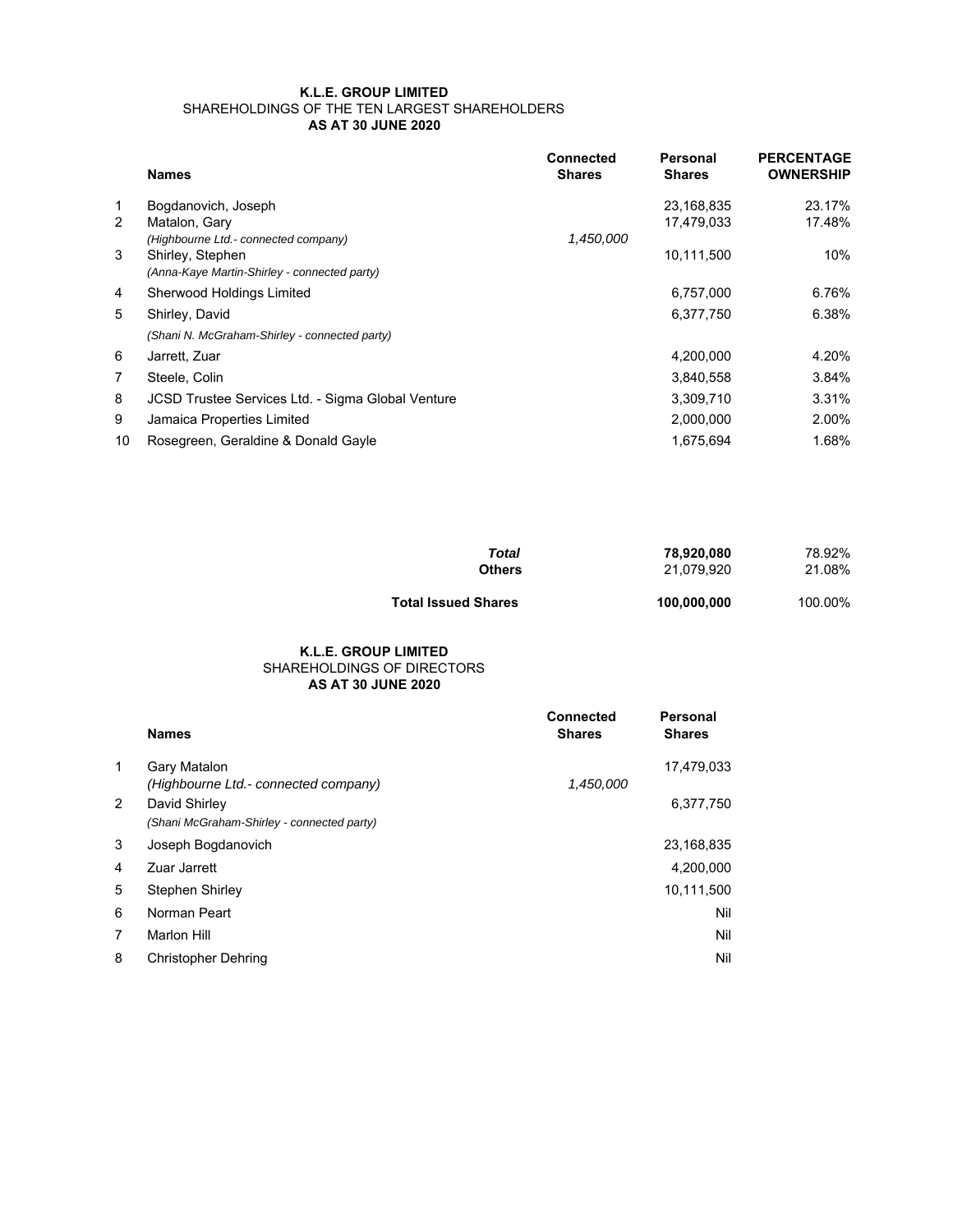**K.L.E. GROUP LIMITED**
SHAREHOLDINGS OF THE TEN LARGEST SHAREHOLDERS
**AS AT 30 JUNE 2020**

| | **Names** | **Connected Shares** | **Personal Shares** | **PERCENTAGE OWNERSHIP** |
|---|---|---|---|---|
| 1 | Bogdanovich, Joseph | | 23,168,835 | 23.17% |
| 2 | Matalon, Gary | | 17,479,033 | 17.48% |
| | *(Highbourne Ltd.- connected company)* | *1,450,000* | | |
| 3 | Shirley, Stephen | | 10,111,500 | 10% |
| | *(Anna-Kaye Martin-Shirley - connected party)* | | | |
| 4 | Sherwood Holdings Limited | | 6,757,000 | 6.76% |
| 5 | Shirley, David | | 6,377,750 | 6.38% |
| | *(Shani N. McGraham-Shirley - connected party)* | | | |
| 6 | Jarrett, Zuar | | 4,200,000 | 4.20% |
| 7 | Steele, Colin | | 3,840,558 | 3.84% |
| 8 | JCSD Trustee Services Ltd. - Sigma Global Venture | | 3,309,710 | 3.31% |
| 9 | Jamaica Properties Limited | | 2,000,000 | 2.00% |
| 10 | Rosegreen, Geraldine & Donald Gayle | | 1,675,694 | 1.68% |
| | ***Total*** | | **78,920,080** | 78.92% |
| | **Others** | | 21,079,920 | 21.08% |
| | **Total Issued Shares** | | **100,000,000** | 100.00% |

**K.L.E. GROUP LIMITED**
SHAREHOLDINGS OF DIRECTORS
**AS AT 30 JUNE 2020**

| | **Names** | **Connected Shares** | **Personal Shares** |
|---|---|---|---|
| 1 | Gary Matalon | | 17,479,033 |
| | *(Highbourne Ltd.- connected company)* | *1,450,000* | |
| 2 | David Shirley | | 6,377,750 |
| | *(Shani McGraham-Shirley - connected party)* | | |
| 3 | Joseph Bogdanovich | | 23,168,835 |
| 4 | Zuar Jarrett | | 4,200,000 |
| 5 | Stephen Shirley | | 10,111,500 |
| 6 | Norman Peart | | Nil |
| 7 | Marlon Hill | | Nil |
| 8 | Christopher Dehring | | Nil |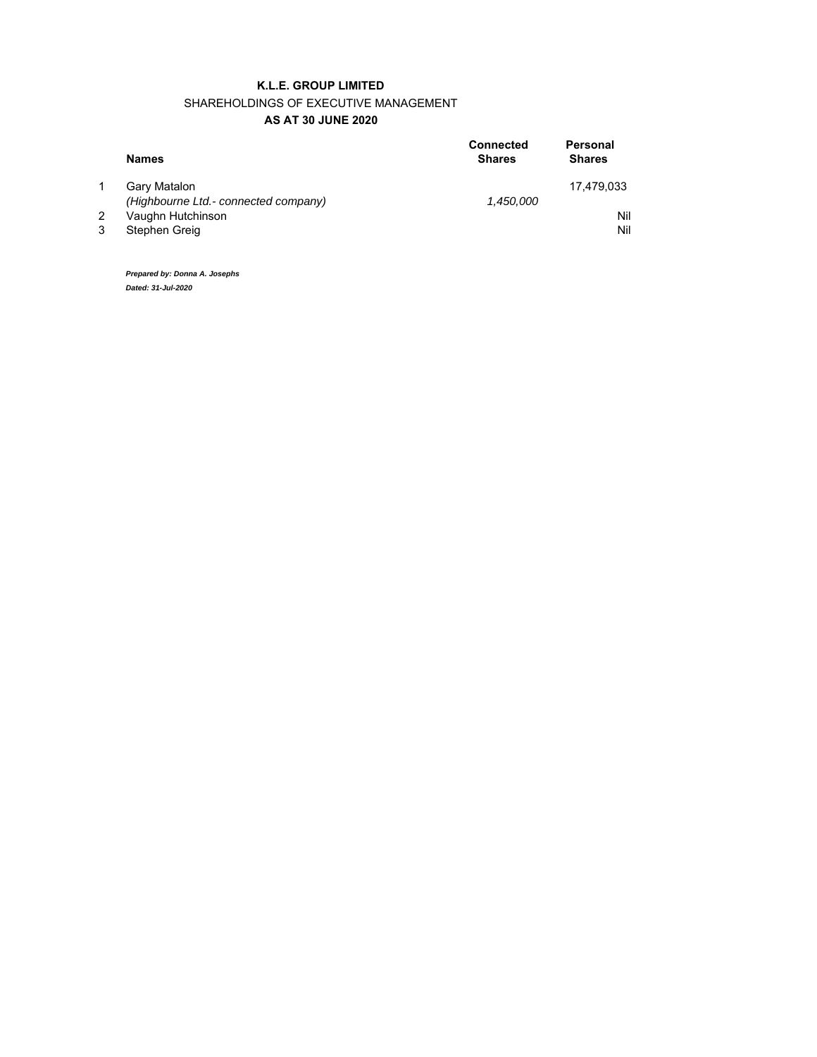**K.L.E. GROUP LIMITED**

SHAREHOLDINGS OF EXECUTIVE MANAGEMENT

**AS AT 30 JUNE 2020**

| | Names | Connected Shares | Personal Shares |
|---|---|---|---|
| 1 | Gary Matalon | | 17,479,033 |
| | *(Highbourne Ltd.- connected company)* | *1,450,000* | |
| 2 | Vaughn Hutchinson | | Nil |
| 3 | Stephen Greig | | Nil |

***Prepared by: Donna A. Josephs***

***Dated: 31-Jul-2020***